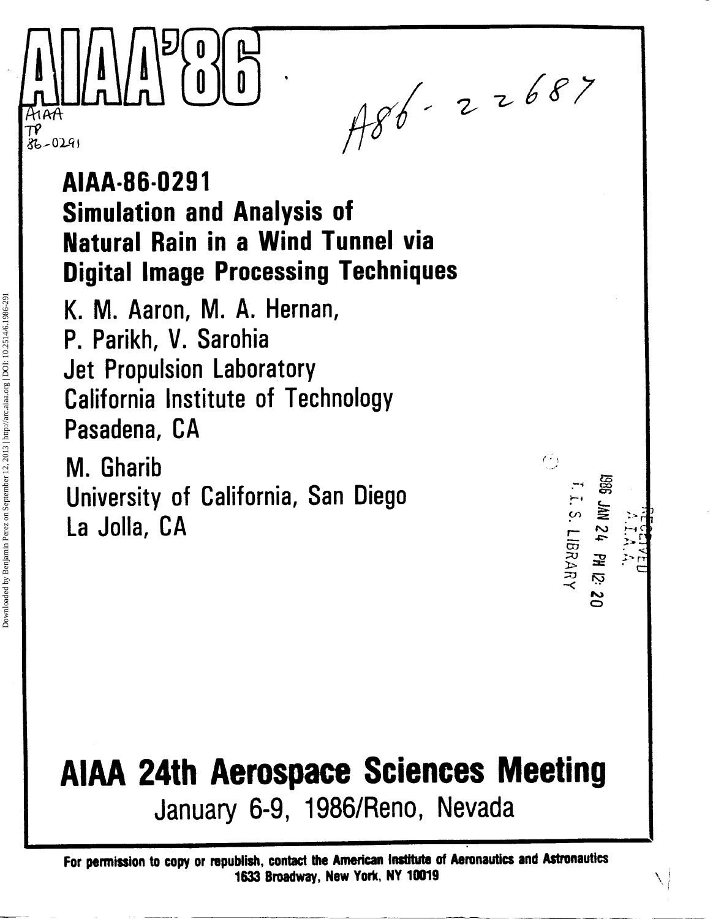# AIAA'86

AIAA TP 86-0291

A86-22687

## AIAA-86-0291
## Simulation and Analysis of Natural Rain in a Wind Tunnel via Digital Image Processing Techniques

K. M. Aaron, M. A. Hernan,
P. Parikh, V. Sarohia
Jet Propulsion Laboratory
California Institute of Technology
Pasadena, CA

M. Gharib
University of California, San Diego
La Jolla, CA

RECEIVED A.I.A.A.
1986 JAN 24 PM 12: 20
T.I.S. LIBRARY

# AIAA 24th Aerospace Sciences Meeting
January 6-9, 1986/Reno, Nevada

**For permission to copy or republish, contact the American Institute of Aeronautics and Astronautics 1633 Broadway, New York, NY 10019**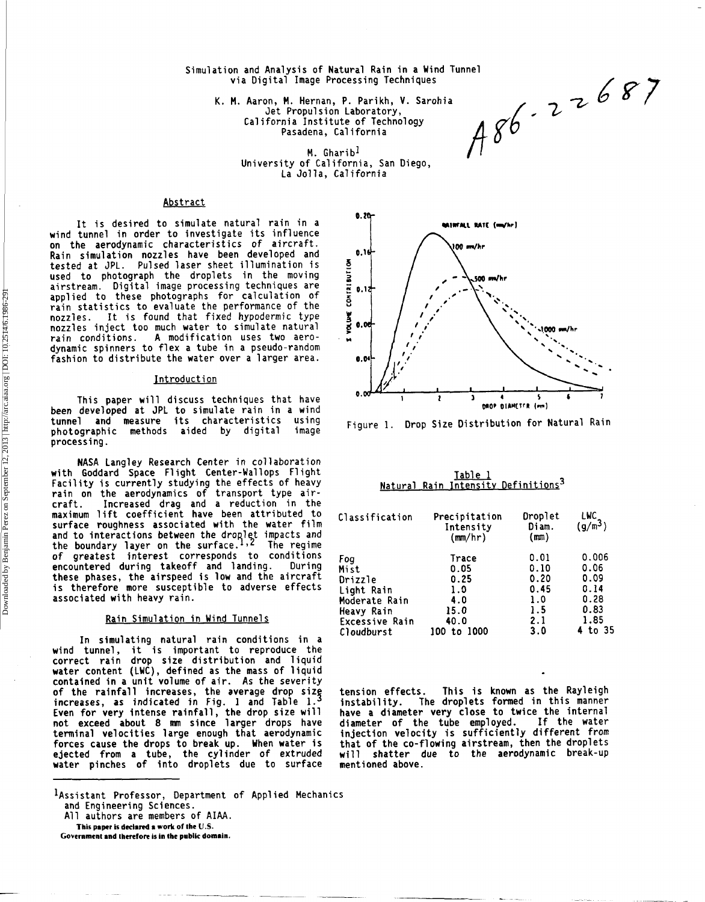Simulation and Analysis of Natural Rain in a Wind Tunnel via Digital Image Processing Techniques

K. M. Aaron, M. Hernan, P. Parikh, V. Sarohia
Jet Propulsion Laboratory,
California Institute of Technology
Pasadena, California

M. Gharib[1]
University of California, San Diego,
La Jolla, California

A86-22687

## Abstract

It is desired to simulate natural rain in a wind tunnel in order to investigate its influence on the aerodynamic characteristics of aircraft. Rain simulation nozzles have been developed and tested at JPL. Pulsed laser sheet illumination is used to photograph the droplets in the moving airstream. Digital image processing techniques are applied to these photographs for calculation of rain statistics to evaluate the performance of the nozzles. It is found that fixed hypodermic type nozzles inject too much water to simulate natural rain conditions. A modification uses two aerodynamic spinners to flex a tube in a pseudo-random fashion to distribute the water over a larger area.

## Introduction

This paper will discuss techniques that have been developed at JPL to simulate rain in a wind tunnel and measure its characteristics using photographic methods aided by digital image processing.

NASA Langley Research Center in collaboration with Goddard Space Flight Center-Wallops Flight Facility is currently studying the effects of heavy rain on the aerodynamics of transport type aircraft. Increased drag and a reduction in the maximum lift coefficient have been attributed to surface roughness associated with the water film and to interactions between the droplet impacts and the boundary layer on the surface.[1,2] The regime of greatest interest corresponds to conditions encountered during takeoff and landing. During these phases, the airspeed is low and the aircraft is therefore more susceptible to adverse effects associated with heavy rain.

## Rain Simulation in Wind Tunnels

In simulating natural rain conditions in a wind tunnel, it is important to reproduce the correct rain drop size distribution and liquid water content (LWC), defined as the mass of liquid contained in a unit volume of air. As the severity of the rainfall increases, the average drop size increases, as indicated in Fig. 1 and Table 1.[3] Even for very intense rainfall, the drop size will not exceed about 8 mm since larger drops have terminal velocities large enough that aerodynamic forces cause the drops to break up. When water is ejected from a tube, the cylinder of extruded water pinches of into droplets due to surface tension effects. This is known as the Rayleigh instability. The droplets formed in this manner have a diameter very close to twice the internal diameter of the tube employed. If the water injection velocity is sufficiently different from that of the co-flowing airstream, then the droplets will shatter due to the aerodynamic break-up mentioned above.

RAINFALL RATE (mm/hr)
100 mm/hr
500 mm/hr
1000 mm/hr
% VOLUME CONTRIBUTION
0.20
0.16
0.12
0.08
0.04
0.00
DROP DIAMETER (mm)
1 2 3 4 5 6 7

Figure 1. Drop Size Distribution for Natural Rain

Table 1
Natural Rain Intensity Definitions[3]

| Classification | Precipitation Intensity (mm/hr) | Droplet Diam. (mm) | LWC ($g/m^3$) |
|---|---|---|---|
| Fog | Trace | 0.01 | 0.006 |
| Mist | 0.05 | 0.10 | 0.06 |
| Drizzle | 0.25 | 0.20 | 0.09 |
| Light Rain | 1.0 | 0.45 | 0.14 |
| Moderate Rain | 4.0 | 1.0 | 0.28 |
| Heavy Rain | 15.0 | 1.5 | 0.83 |
| Excessive Rain | 40.0 | 2.1 | 1.85 |
| Cloudburst | 100 to 1000 | 3.0 | 4 to 35 |

[1]Assistant Professor, Department of Applied Mechanics and Engineering Sciences.
All authors are members of AIAA.
**This paper is declared a work of the U.S. Government and therefore is in the public domain.**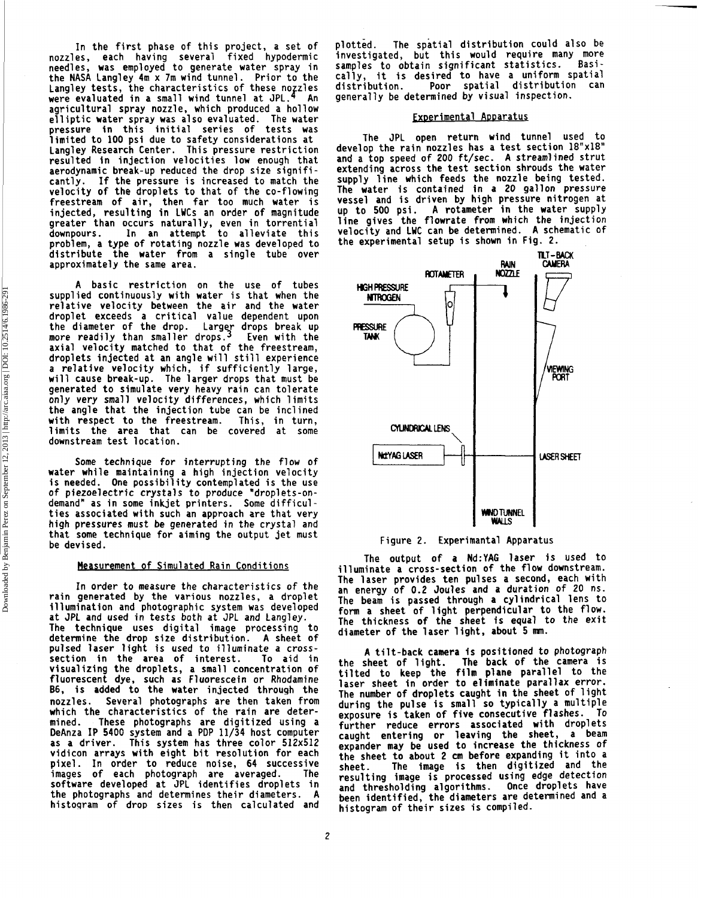In the first phase of this project, a set of nozzles, each having several fixed hypodermic needles, was employed to generate water spray in the NASA Langley 4m x 7m wind tunnel. Prior to the Langley tests, the characteristics of these nozzles were evaluated in a small wind tunnel at JPL.[4] An agricultural spray nozzle, which produced a hollow elliptic water spray was also evaluated. The water pressure in this initial series of tests was limited to 100 psi due to safety considerations at Langley Research Center. This pressure restriction resulted in injection velocities low enough that aerodynamic break-up reduced the drop size significantly. If the pressure is increased to match the velocity of the droplets to that of the co-flowing freestream of air, then far too much water is injected, resulting in LWCs an order of magnitude greater than occurs naturally, even in torrential downpours. In an attempt to alleviate this problem, a type of rotating nozzle was developed to distribute the water from a single tube over approximately the same area.

A basic restriction on the use of tubes supplied continuously with water is that when the relative velocity between the air and the water droplet exceeds a critical value dependent upon the diameter of the drop. Larger drops break up more readily than smaller drops.[3] Even with the axial velocity matched to that of the freestream, droplets injected at an angle will still experience a relative velocity which, if sufficiently large, will cause break-up. The larger drops that must be generated to simulate very heavy rain can tolerate only very small velocity differences, which limits the angle that the injection tube can be inclined with respect to the freestream. This, in turn, limits the area that can be covered at some downstream test location.

Some technique for interrupting the flow of water while maintaining a high injection velocity is needed. One possibility contemplated is the use of piezoelectric crystals to produce "droplets-on-demand" as in some inkjet printers. Some difficulties associated with such an approach are that very high pressures must be generated in the crystal and that some technique for aiming the output jet must be devised.

## Measurement of Simulated Rain Conditions

In order to measure the characteristics of the rain generated by the various nozzles, a droplet illumination and photographic system was developed at JPL and used in tests both at JPL and Langley. The technique uses digital image processing to determine the drop size distribution. A sheet of pulsed laser light is used to illuminate a cross-section in the area of interest. To aid in visualizing the droplets, a small concentration of fluorescent dye, such as Fluorescein or Rhodamine B6, is added to the water injected through the nozzles. Several photographs are then taken from which the characteristics of the rain are determined. These photographs are digitized using a DeAnza IP 5400 system and a PDP 11/34 host computer as a driver. This system has three color 512x512 vidicon arrays with eight bit resolution for each pixel. In order to reduce noise, 64 successive images of each photograph are averaged. The software developed at JPL identifies droplets in the photographs and determines their diameters. A histogram of drop sizes is then calculated and plotted. The spatial distribution could also be investigated, but this would require many more samples to obtain significant statistics. Basically, it is desired to have a uniform spatial distribution. Poor spatial distribution can generally be determined by visual inspection.

## Experimental Apparatus

The JPL open return wind tunnel used to develop the rain nozzles has a test section 18"x18" and a top speed of 200 ft/sec. A streamlined strut extending across the test section shrouds the water supply line which feeds the nozzle being tested. The water is contained in a 20 gallon pressure vessel and is driven by high pressure nitrogen at up to 500 psi. A rotameter in the water supply line gives the flowrate from which the injection velocity and LWC can be determined. A schematic of the experimental setup is shown in Fig. 2.

TILT-BACK CAMERA
RAIN NOZZLE
ROTAMETER
HIGH PRESSURE NITROGEN
PRESSURE TANK
VIEWING PORT
CYLINDRICAL LENS
Nd:YAG LASER
LASER SHEET
WIND TUNNEL WALLS

Figure 2. Experimantal Apparatus

The output of a Nd:YAG laser is used to illuminate a cross-section of the flow downstream. The laser provides ten pulses a second, each with an energy of 0.2 Joules and a duration of 20 ns. The beam is passed through a cylindrical lens to form a sheet of light perpendicular to the flow. The thickness of the sheet is equal to the exit diameter of the laser light, about 5 mm.

A tilt-back camera is positioned to photograph the sheet of light. The back of the camera is tilted to keep the film plane parallel to the laser sheet in order to eliminate parallax error. The number of droplets caught in the sheet of light during the pulse is small so typically a multiple exposure is taken of five consecutive flashes. To further reduce errors associated with droplets caught entering or leaving the sheet, a beam expander may be used to increase the thickness of the sheet to about 2 cm before expanding it into a sheet. The image is then digitized and the resulting image is processed using edge detection and thresholding algorithms. Once droplets have been identified, the diameters are determined and a histogram of their sizes is compiled.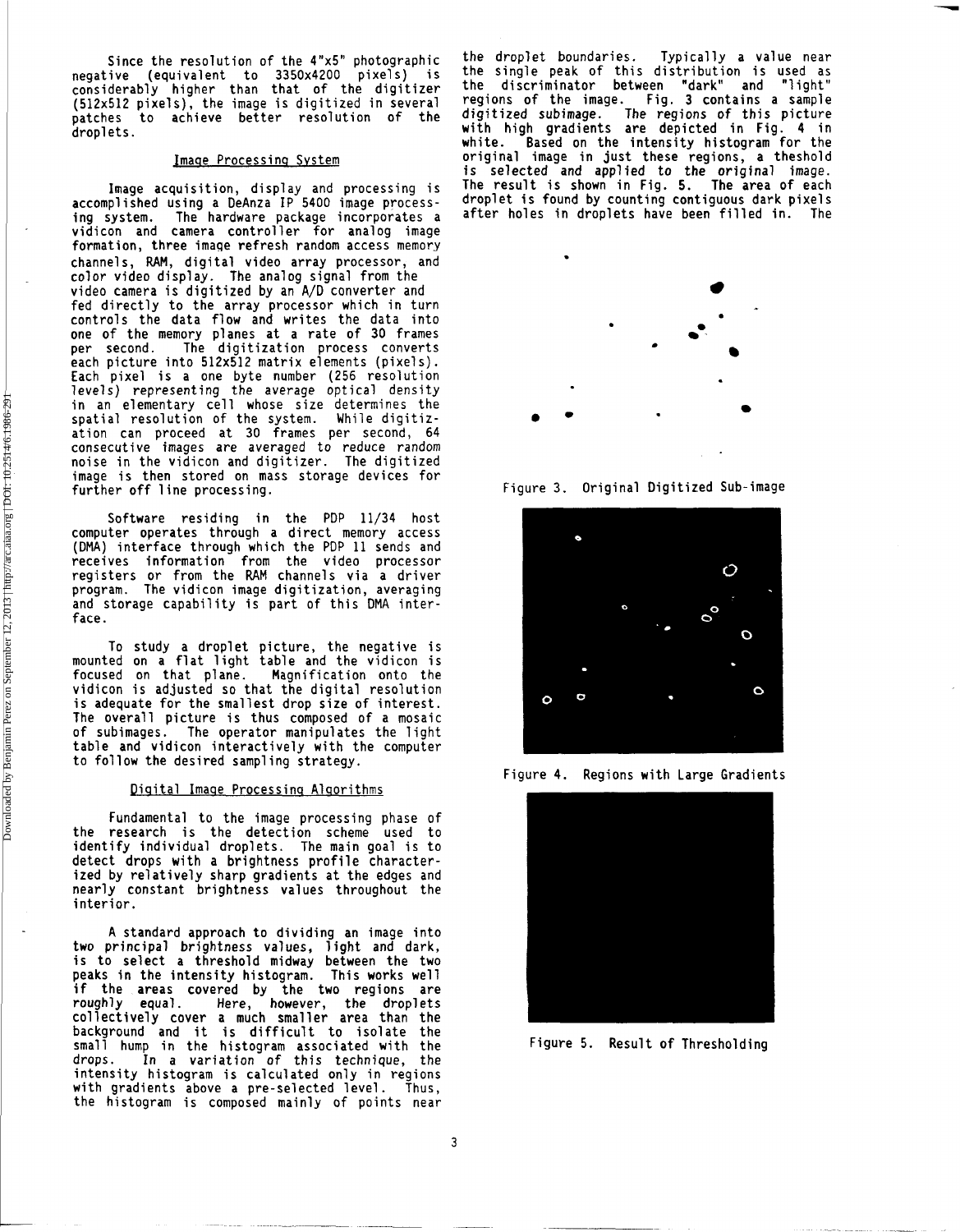Since the resolution of the 4"x5" photographic negative (equivalent to 3350x4200 pixels) is considerably higher than that of the digitizer (512x512 pixels), the image is digitized in several patches to achieve better resolution of the droplets.

## Image Processing System

Image acquisition, display and processing is accomplished using a DeAnza IP 5400 image processing system. The hardware package incorporates a vidicon and camera controller for analog image formation, three image refresh random access memory channels, RAM, digital video array processor, and color video display. The analog signal from the video camera is digitized by an A/D converter and fed directly to the array processor which in turn controls the data flow and writes the data into one of the memory planes at a rate of 30 frames per second. The digitization process converts each picture into 512x512 matrix elements (pixels). Each pixel is a one byte number (256 resolution levels) representing the average optical density in an elementary cell whose size determines the spatial resolution of the system. While digitization can proceed at 30 frames per second, 64 consecutive images are averaged to reduce random noise in the vidicon and digitizer. The digitized image is then stored on mass storage devices for further off line processing.

Software residing in the PDP 11/34 host computer operates through a direct memory access (DMA) interface through which the PDP 11 sends and receives information from the video processor registers or from the RAM channels via a driver program. The vidicon image digitization, averaging and storage capability is part of this DMA interface.

To study a droplet picture, the negative is mounted on a flat light table and the vidicon is focused on that plane. Magnification onto the vidicon is adjusted so that the digital resolution is adequate for the smallest drop size of interest. The overall picture is thus composed of a mosaic of subimages. The operator manipulates the light table and vidicon interactively with the computer to follow the desired sampling strategy.

## Digital Image Processing Algorithms

Fundamental to the image processing phase of the research is the detection scheme used to identify individual droplets. The main goal is to detect drops with a brightness profile characterized by relatively sharp gradients at the edges and nearly constant brightness values throughout the interior.

A standard approach to dividing an image into two principal brightness values, light and dark, is to select a threshold midway between the two peaks in the intensity histogram. This works well if the areas covered by the two regions are roughly equal. Here, however, the droplets collectively cover a much smaller area than the background and it is difficult to isolate the small hump in the histogram associated with the drops. In a variation of this technique, the intensity histogram is calculated only in regions with gradients above a pre-selected level. Thus, the histogram is composed mainly of points near the droplet boundaries. Typically a value near the single peak of this distribution is used as the discriminator between "dark" and "light" regions of the image. Fig. 3 contains a sample digitized subimage. The regions of this picture with high gradients are depicted in Fig. 4 in white. Based on the intensity histogram for the original image in just these regions, a theshold is selected and applied to the original image. The result is shown in Fig. 5. The area of each droplet is found by counting contiguous dark pixels after holes in droplets have been filled in. The

Figure 3. Original Digitized Sub-image

Figure 4. Regions with Large Gradients

Figure 5. Result of Thresholding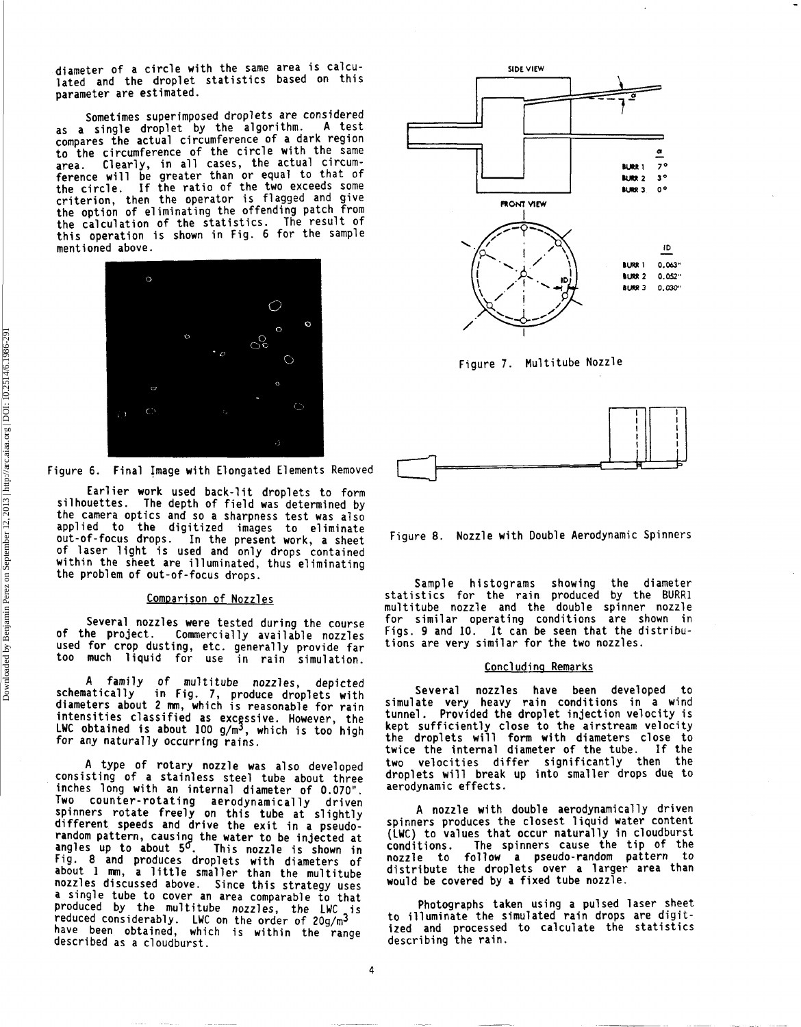diameter of a circle with the same area is calculated and the droplet statistics based on this parameter are estimated.

Sometimes superimposed droplets are considered as a single droplet by the algorithm. A test compares the actual circumference of a dark region to the circumference of the circle with the same area. Clearly, in all cases, the actual circumference will be greater than or equal to that of the circle. If the ratio of the two exceeds some criterion, then the operator is flagged and give the option of eliminating the offending patch from the calculation of the statistics. The result of this operation is shown in Fig. 6 for the sample mentioned above.

Figure 6. Final Image with Elongated Elements Removed

Earlier work used back-lit droplets to form silhouettes. The depth of field was determined by the camera optics and so a sharpness test was also applied to the digitized images to eliminate out-of-focus drops. In the present work, a sheet of laser light is used and only drops contained within the sheet are illuminated, thus eliminating the problem of out-of-focus drops.

## Comparison of Nozzles

Several nozzles were tested during the course of the project. Commercially available nozzles used for crop dusting, etc. generally provide far too much liquid for use in rain simulation.

A family of multitube nozzles, depicted schematically in Fig. 7, produce droplets with diameters about 2 mm, which is reasonable for rain intensities classified as excessive. However, the LWC obtained is about 100 g/m$^3$, which is too high for any naturally occurring rains.

A type of rotary nozzle was also developed consisting of a stainless steel tube about three inches long with an internal diameter of 0.070". Two counter-rotating aerodynamically driven spinners rotate freely on this tube at slightly different speeds and drive the exit in a pseudo-random pattern, causing the water to be injected at angles up to about 5°. This nozzle is shown in Fig. 8 and produces droplets with diameters of about 1 mm, a little smaller than the multitube nozzles discussed above. Since this strategy uses a single tube to cover an area comparable to that produced by the multitube nozzles, the LWC is reduced considerably. LWC on the order of 20g/m$^3$ have been obtained, which is within the range described as a cloudburst.

SIDE VIEW

α

BURR 1 7°
BURR 2 3°
BURR 3 0°

FRONT VIEW

ID

ID

BURR 1 0.063"
BURR 2 0.052"
BURR 3 0.030"

Figure 7. Multitube Nozzle

Figure 8. Nozzle with Double Aerodynamic Spinners

Sample histograms showing the diameter statistics for the rain produced by the BURR1 multitube nozzle and the double spinner nozzle for similar operating conditions are shown in Figs. 9 and 10. It can be seen that the distributions are very similar for the two nozzles.

## Concluding Remarks

Several nozzles have been developed to simulate very heavy rain conditions in a wind tunnel. Provided the droplet injection velocity is kept sufficiently close to the airstream velocity the droplets will form with diameters close to twice the internal diameter of the tube. If the two velocities differ significantly then the droplets will break up into smaller drops due to aerodynamic effects.

A nozzle with double aerodynamically driven spinners produces the closest liquid water content (LWC) to values that occur naturally in cloudburst conditions. The spinners cause the tip of the nozzle to follow a pseudo-random pattern to distribute the droplets over a larger area than would be covered by a fixed tube nozzle.

Photographs taken using a pulsed laser sheet to illuminate the simulated rain drops are digitized and processed to calculate the statistics describing the rain.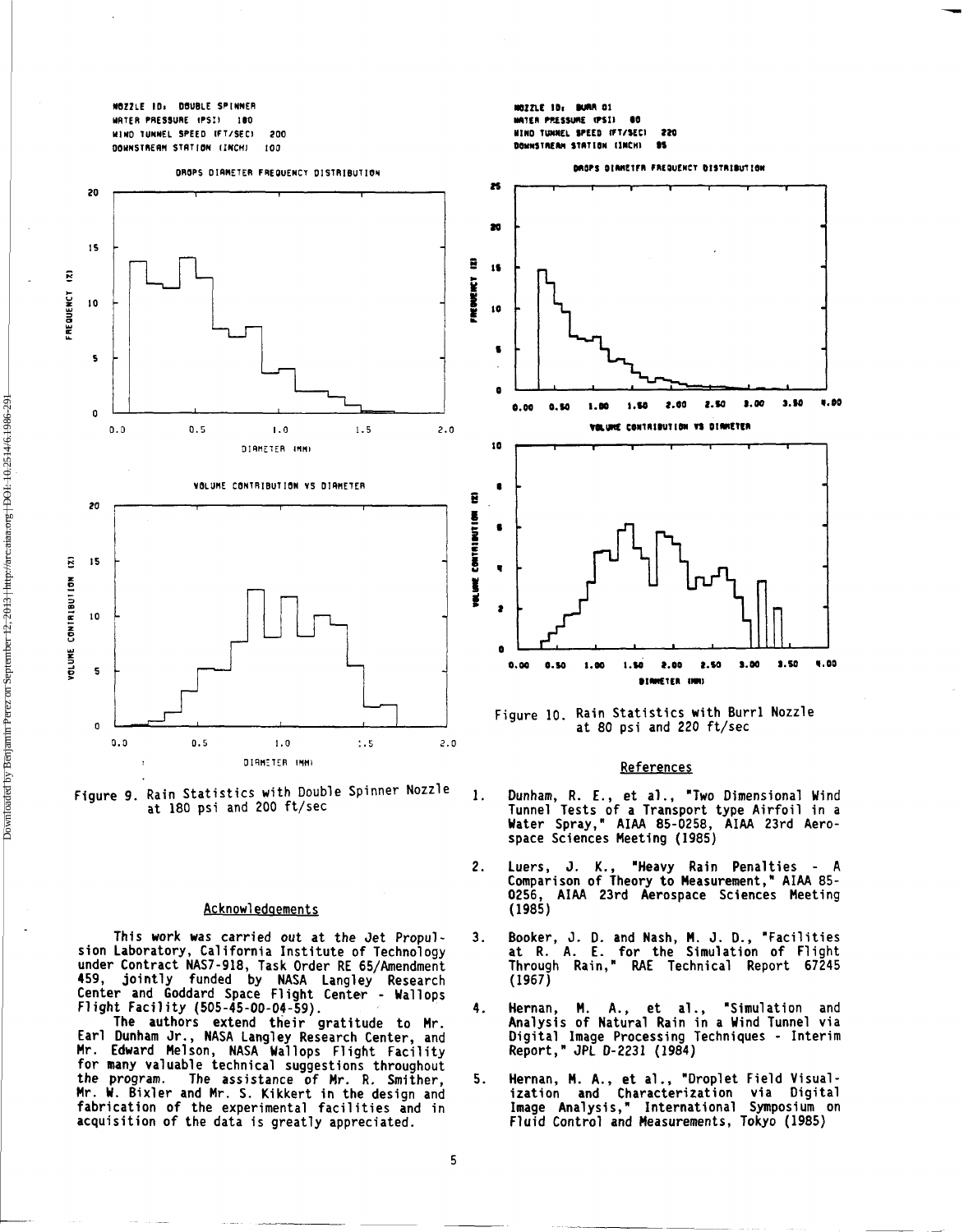NOZZLE ID: DOUBLE SPINNER
WATER PRESSURE (PSI) 180
WIND TUNNEL SPEED (FT/SEC) 200
DOWNSTREAM STATION (INCH) 100

DROPS DIAMETER FREQUENCY DISTRIBUTION

FREQUENCY (%)

0 5 10 15 20

0.0 0.5 1.0 1.5 2.0

DIAMETER (MM)

VOLUME CONTRIBUTION VS DIAMETER

VOLUME CONTRIBUTION (%)

0 5 10 15 20

0.0 0.5 1.0 1.5 2.0

DIAMETER (MM)

Figure 9. Rain Statistics with Double Spinner Nozzle at 180 psi and 200 ft/sec

NOZZLE ID: BURR 01
WATER PRESSURE (PSI) 80
WIND TUNNEL SPEED (FT/SEC) 220
DOWNSTREAM STATION (INCH) 85

DROPS DIAMETER FREQUENCY DISTRIBUTION

FREQUENCY (%)

0 5 10 15 20 25

0.00 0.50 1.00 1.50 2.00 2.50 3.00 3.50 4.00

VOLUME CONTRIBUTION VS DIAMETER

VOLUME CONTRIBUTION (%)

0 2 4 6 8 10

0.00 0.50 1.00 1.50 2.00 2.50 3.00 3.50 4.00

DIAMETER (MM)

Figure 10. Rain Statistics with Burrl Nozzle at 80 psi and 220 ft/sec

## Acknowledgements

This work was carried out at the Jet Propulsion Laboratory, California Institute of Technology under Contract NAS7-918, Task Order RE 65/Amendment 459, jointly funded by NASA Langley Research Center and Goddard Space Flight Center - Wallops Flight Facility (505-45-00-04-59).

The authors extend their gratitude to Mr. Earl Dunham Jr., NASA Langley Research Center, and Mr. Edward Melson, NASA Wallops Flight Facility for many valuable technical suggestions throughout the program. The assistance of Mr. R. Smither, Mr. W. Bixler and Mr. S. Kikkert in the design and fabrication of the experimental facilities and in acquisition of the data is greatly appreciated.

## References

1. Dunham, R. E., et al., "Two Dimensional Wind Tunnel Tests of a Transport type Airfoil in a Water Spray," AIAA 85-0258, AIAA 23rd Aerospace Sciences Meeting (1985)

2. Luers, J. K., "Heavy Rain Penalties - A Comparison of Theory to Measurement," AIAA 85-0256, AIAA 23rd Aerospace Sciences Meeting (1985)

3. Booker, J. D. and Nash, M. J. D., "Facilities at R. A. E. for the Simulation of Flight Through Rain," RAE Technical Report 67245 (1967)

4. Hernan, M. A., et al., "Simulation and Analysis of Natural Rain in a Wind Tunnel via Digital Image Processing Techniques - Interim Report," JPL D-2231 (1984)

5. Hernan, M. A., et al., "Droplet Field Visualization and Characterization via Digital Image Analysis," International Symposium on Fluid Control and Measurements, Tokyo (1985)